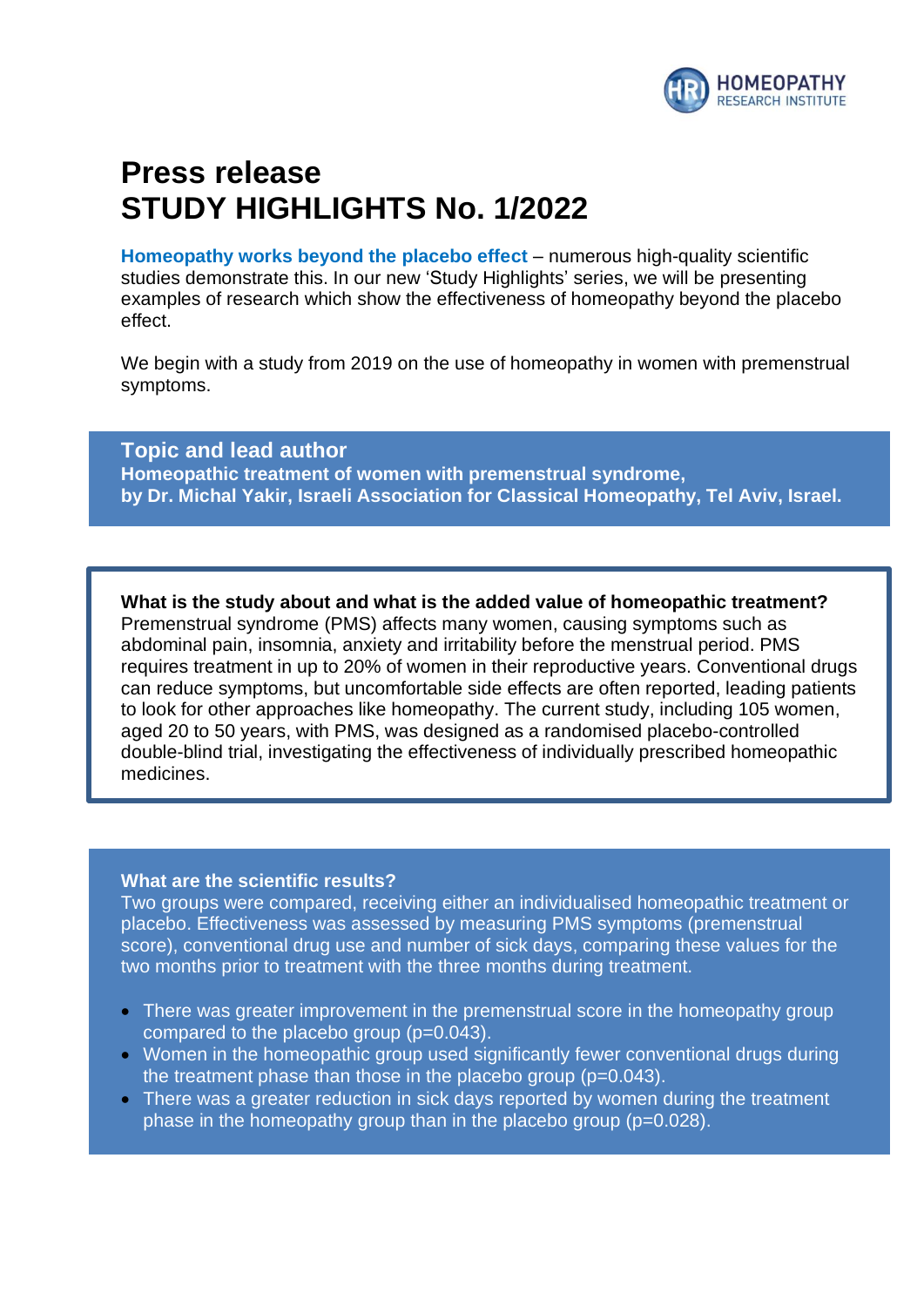# Press release
# STUDY HIGHLIGHTS No. 1/2022

**Homeopathy works beyond the placebo effect** – numerous high-quality scientific studies demonstrate this. In our new 'Study Highlights' series, we will be presenting examples of research which show the effectiveness of homeopathy beyond the placebo effect.

We begin with a study from 2019 on the use of homeopathy in women with premenstrual symptoms.

## Topic and lead author

**Homeopathic treatment of women with premenstrual syndrome, by Dr. Michal Yakir, Israeli Association for Classical Homeopathy, Tel Aviv, Israel.**

**What is the study about and what is the added value of homeopathic treatment?**
Premenstrual syndrome (PMS) affects many women, causing symptoms such as abdominal pain, insomnia, anxiety and irritability before the menstrual period. PMS requires treatment in up to 20% of women in their reproductive years. Conventional drugs can reduce symptoms, but uncomfortable side effects are often reported, leading patients to look for other approaches like homeopathy. The current study, including 105 women, aged 20 to 50 years, with PMS, was designed as a randomised placebo-controlled double-blind trial, investigating the effectiveness of individually prescribed homeopathic medicines.

**What are the scientific results?**
Two groups were compared, receiving either an individualised homeopathic treatment or placebo. Effectiveness was assessed by measuring PMS symptoms (premenstrual score), conventional drug use and number of sick days, comparing these values for the two months prior to treatment with the three months during treatment.

- There was greater improvement in the premenstrual score in the homeopathy group compared to the placebo group ($p=0.043$).
- Women in the homeopathic group used significantly fewer conventional drugs during the treatment phase than those in the placebo group ($p=0.043$).
- There was a greater reduction in sick days reported by women during the treatment phase in the homeopathy group than in the placebo group ($p=0.028$).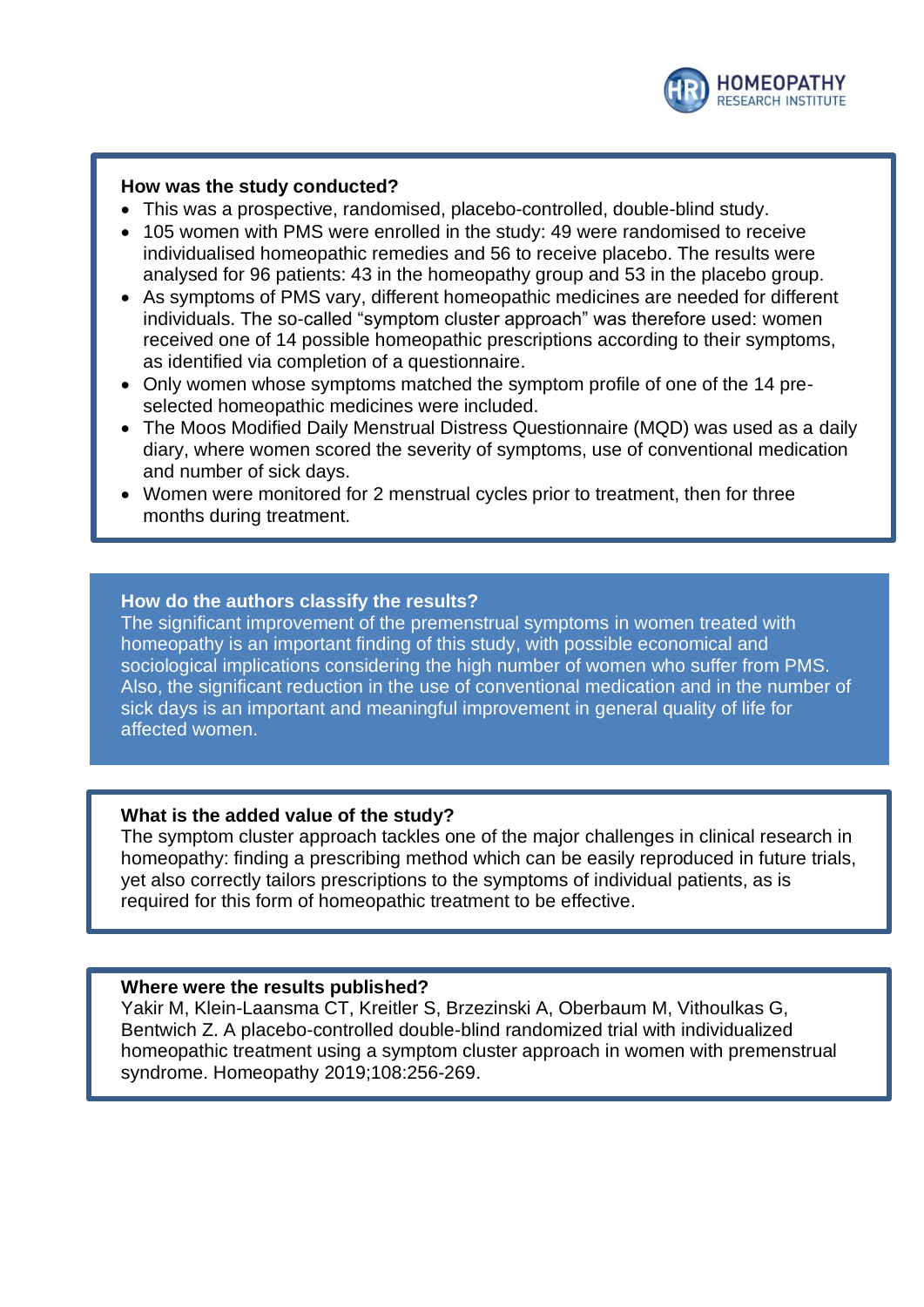### How was the study conducted?

- This was a prospective, randomised, placebo-controlled, double-blind study.
- 105 women with PMS were enrolled in the study: 49 were randomised to receive individualised homeopathic remedies and 56 to receive placebo. The results were analysed for 96 patients: 43 in the homeopathy group and 53 in the placebo group.
- As symptoms of PMS vary, different homeopathic medicines are needed for different individuals. The so-called "symptom cluster approach" was therefore used: women received one of 14 possible homeopathic prescriptions according to their symptoms, as identified via completion of a questionnaire.
- Only women whose symptoms matched the symptom profile of one of the 14 pre-selected homeopathic medicines were included.
- The Moos Modified Daily Menstrual Distress Questionnaire (MQD) was used as a daily diary, where women scored the severity of symptoms, use of conventional medication and number of sick days.
- Women were monitored for 2 menstrual cycles prior to treatment, then for three months during treatment.

### How do the authors classify the results?

The significant improvement of the premenstrual symptoms in women treated with homeopathy is an important finding of this study, with possible economical and sociological implications considering the high number of women who suffer from PMS. Also, the significant reduction in the use of conventional medication and in the number of sick days is an important and meaningful improvement in general quality of life for affected women.

### What is the added value of the study?

The symptom cluster approach tackles one of the major challenges in clinical research in homeopathy: finding a prescribing method which can be easily reproduced in future trials, yet also correctly tailors prescriptions to the symptoms of individual patients, as is required for this form of homeopathic treatment to be effective.

### Where were the results published?

Yakir M, Klein-Laansma CT, Kreitler S, Brzezinski A, Oberbaum M, Vithoulkas G, Bentwich Z. A placebo-controlled double-blind randomized trial with individualized homeopathic treatment using a symptom cluster approach in women with premenstrual syndrome. Homeopathy 2019;108:256-269.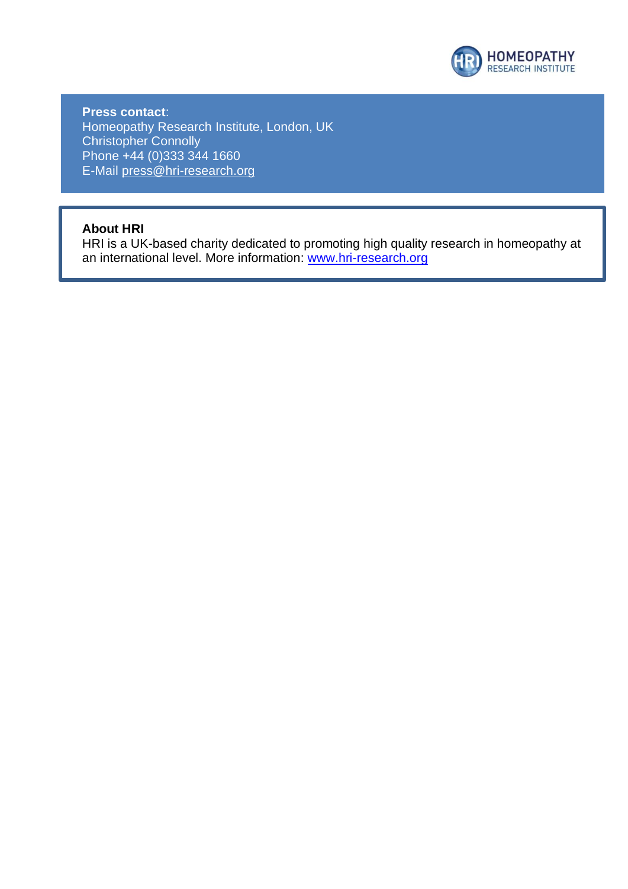**Press contact**:
Homeopathy Research Institute, London, UK
Christopher Connolly
Phone +44 (0)333 344 1660
E-Mail press@hri-research.org

**About HRI**
HRI is a UK-based charity dedicated to promoting high quality research in homeopathy at an international level. More information: www.hri-research.org